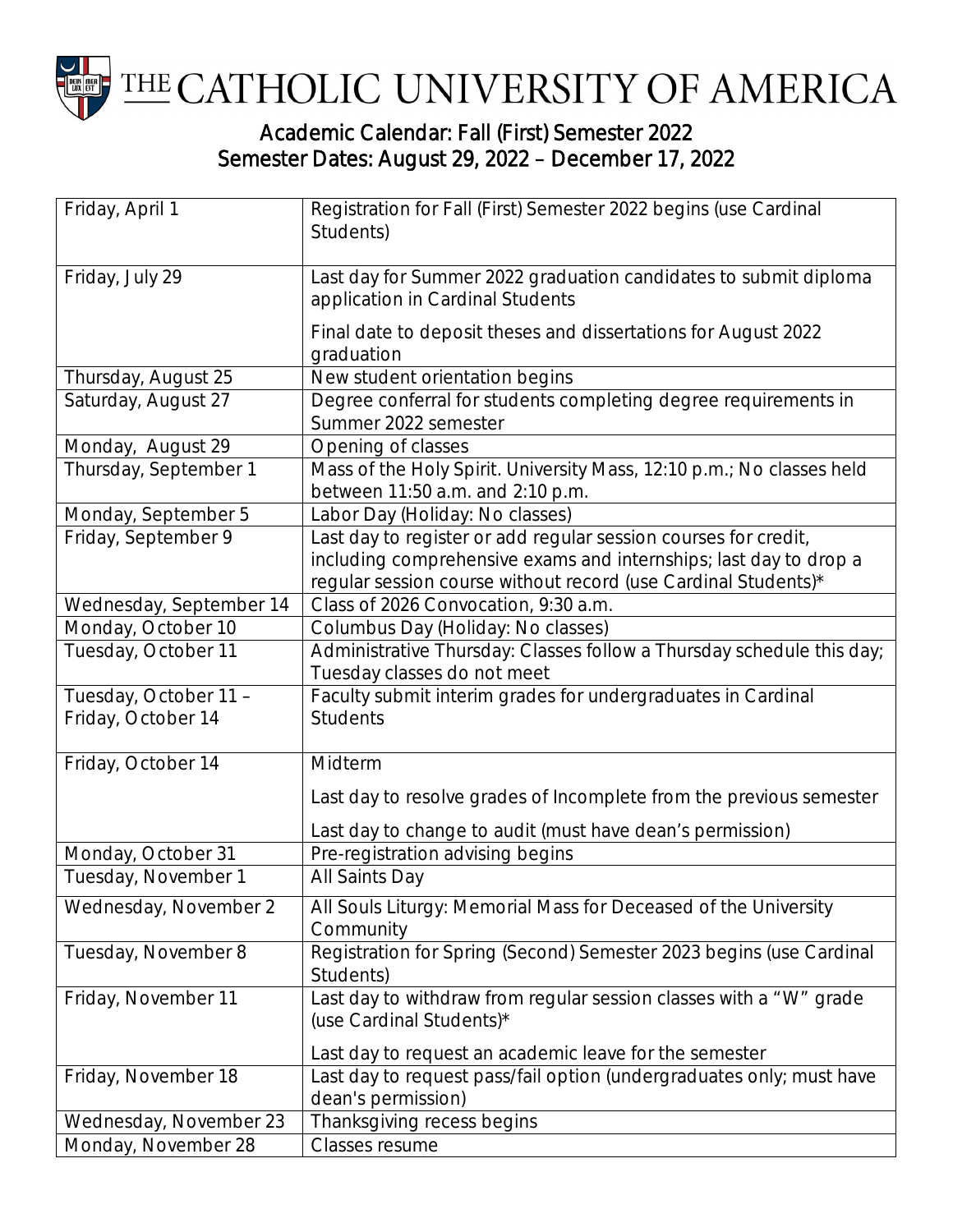# THE CATHOLIC UNIVERSITY OF AMERICA

## Academic Calendar: Fall (First) Semester 2022
## Semester Dates: August 29, 2022 – December 17, 2022

| | |
|---|---|
| Friday, April 1 | Registration for Fall (First) Semester 2022 begins (use Cardinal Students) |
| Friday, July 29 | Last day for Summer 2022 graduation candidates to submit diploma application in Cardinal Students<br><br>Final date to deposit theses and dissertations for August 2022 graduation |
| Thursday, August 25 | New student orientation begins |
| Saturday, August 27 | Degree conferral for students completing degree requirements in Summer 2022 semester |
| Monday, August 29 | Opening of classes |
| Thursday, September 1 | Mass of the Holy Spirit. University Mass, 12:10 p.m.; No classes held between 11:50 a.m. and 2:10 p.m. |
| Monday, September 5 | Labor Day (Holiday: No classes) |
| Friday, September 9 | Last day to register or add regular session courses for credit, including comprehensive exams and internships; last day to drop a regular session course without record (use Cardinal Students)* |
| Wednesday, September 14 | Class of 2026 Convocation, 9:30 a.m. |
| Monday, October 10 | Columbus Day (Holiday: No classes) |
| Tuesday, October 11 | Administrative Thursday: Classes follow a Thursday schedule this day; Tuesday classes do not meet |
| Tuesday, October 11 – Friday, October 14 | Faculty submit interim grades for undergraduates in Cardinal Students |
| Friday, October 14 | Midterm<br><br>Last day to resolve grades of Incomplete from the previous semester<br><br>Last day to change to audit (must have dean's permission) |
| Monday, October 31 | Pre-registration advising begins |
| Tuesday, November 1 | All Saints Day |
| Wednesday, November 2 | All Souls Liturgy: Memorial Mass for Deceased of the University Community |
| Tuesday, November 8 | Registration for Spring (Second) Semester 2023 begins (use Cardinal Students) |
| Friday, November 11 | Last day to withdraw from regular session classes with a "W" grade (use Cardinal Students)*<br><br>Last day to request an academic leave for the semester |
| Friday, November 18 | Last day to request pass/fail option (undergraduates only; must have dean's permission) |
| Wednesday, November 23 | Thanksgiving recess begins |
| Monday, November 28 | Classes resume |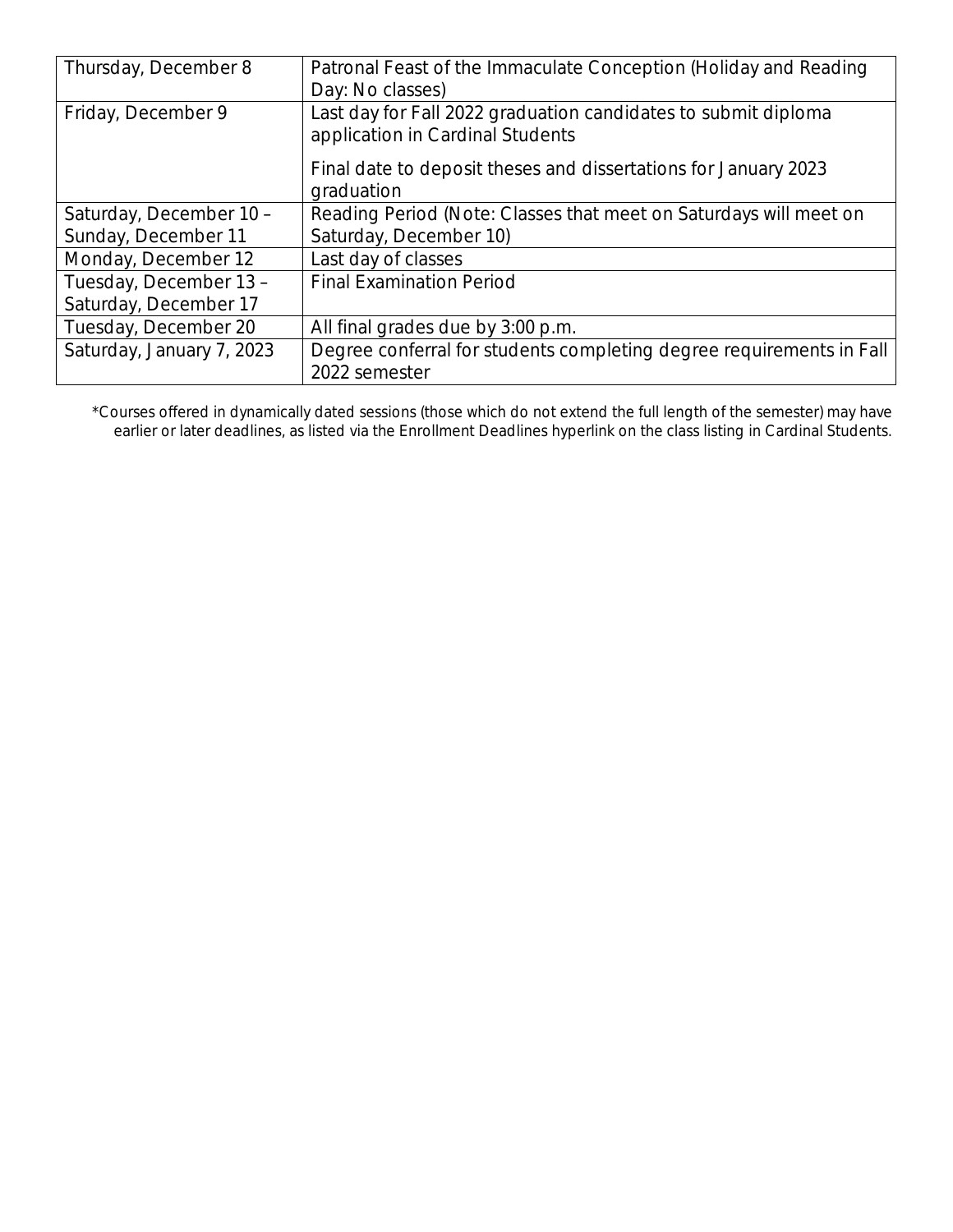| | |
|---|---|
| Thursday, December 8 | Patronal Feast of the Immaculate Conception (Holiday and Reading Day: No classes) |
| Friday, December 9 | Last day for Fall 2022 graduation candidates to submit diploma application in Cardinal Students<br><br>Final date to deposit theses and dissertations for January 2023 graduation |
| Saturday, December 10 – Sunday, December 11 | Reading Period (Note: Classes that meet on Saturdays will meet on Saturday, December 10) |
| Monday, December 12 | Last day of classes |
| Tuesday, December 13 – Saturday, December 17 | Final Examination Period |
| Tuesday, December 20 | All final grades due by 3:00 p.m. |
| Saturday, January 7, 2023 | Degree conferral for students completing degree requirements in Fall 2022 semester |

*Courses offered in dynamically dated sessions (those which do not extend the full length of the semester) may have earlier or later deadlines, as listed via the Enrollment Deadlines hyperlink on the class listing in Cardinal Students.